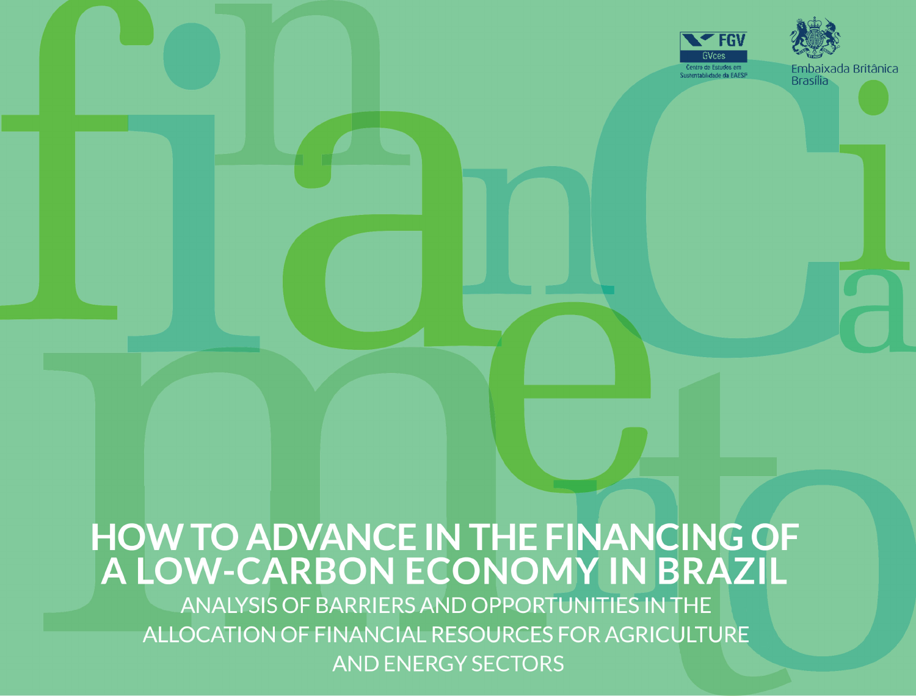FGV GVces
Centro de Estudos em Sustentabilidade da EAESP

Embaixada Britânica Brasília

# HOW TO ADVANCE IN THE FINANCING OF A LOW-CARBON ECONOMY IN BRAZIL

## ANALYSIS OF BARRIERS AND OPPORTUNITIES IN THE ALLOCATION OF FINANCIAL RESOURCES FOR AGRICULTURE AND ENERGY SECTORS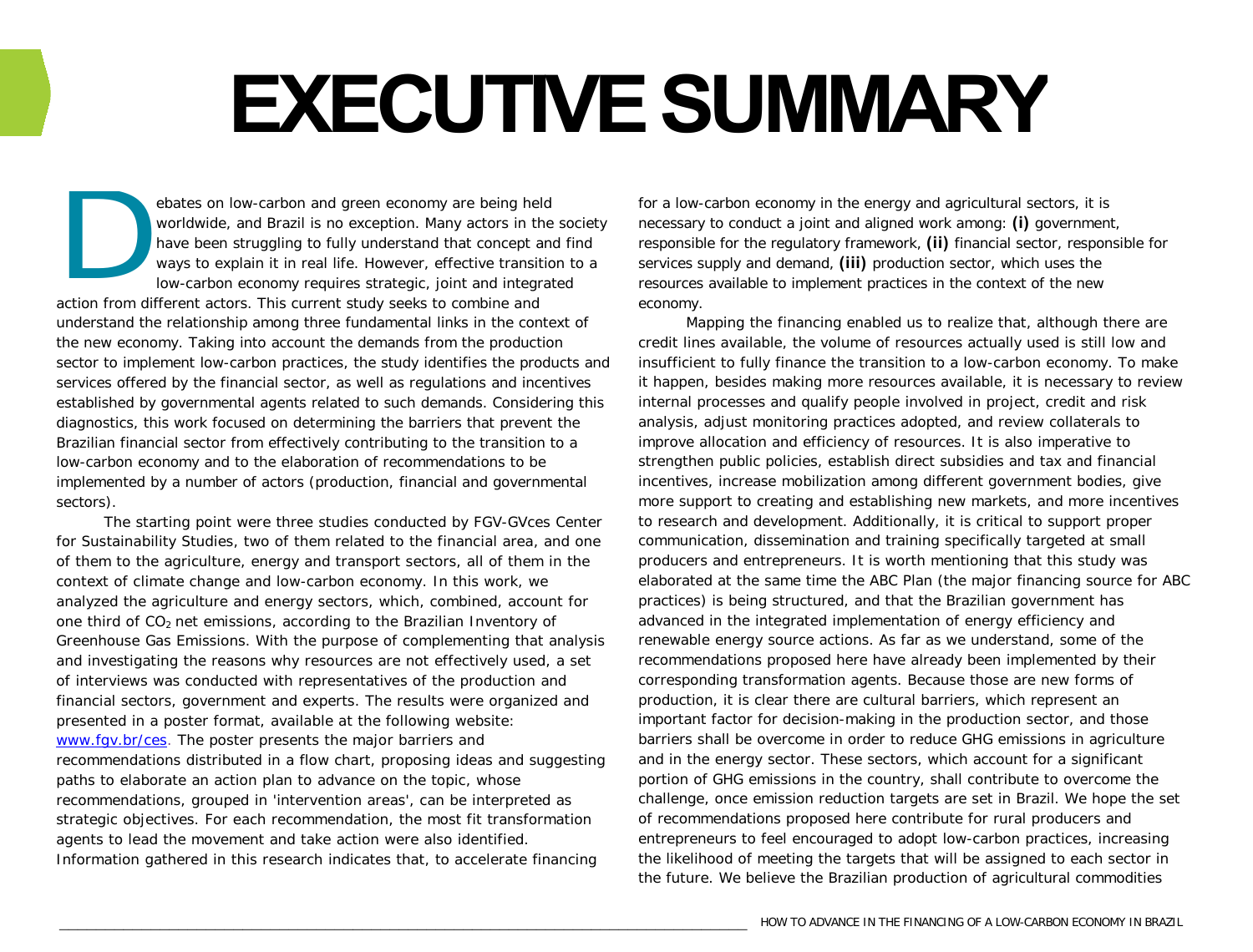# EXECUTIVE SUMMARY

Debates on low-carbon and green economy are being held worldwide, and Brazil is no exception. Many actors in the society have been struggling to fully understand that concept and find ways to explain it in real life. However, effective transition to a low-carbon economy requires strategic, joint and integrated action from different actors. This current study seeks to combine and understand the relationship among three fundamental links in the context of the new economy. Taking into account the demands from the production sector to implement low-carbon practices, the study identifies the products and services offered by the financial sector, as well as regulations and incentives established by governmental agents related to such demands. Considering this diagnostics, this work focused on determining the barriers that prevent the Brazilian financial sector from effectively contributing to the transition to a low-carbon economy and to the elaboration of recommendations to be implemented by a number of actors (production, financial and governmental sectors).

The starting point were three studies conducted by FGV-GVces Center for Sustainability Studies, two of them related to the financial area, and one of them to the agriculture, energy and transport sectors, all of them in the context of climate change and low-carbon economy. In this work, we analyzed the agriculture and energy sectors, which, combined, account for one third of $CO_2$ net emissions, according to the Brazilian Inventory of Greenhouse Gas Emissions. With the purpose of complementing that analysis and investigating the reasons why resources are not effectively used, a set of interviews was conducted with representatives of the production and financial sectors, government and experts. The results were organized and presented in a poster format, available at the following website: www.fgv.br/ces. The poster presents the major barriers and recommendations distributed in a flow chart, proposing ideas and suggesting paths to elaborate an action plan to advance on the topic, whose recommendations, grouped in 'intervention areas', can be interpreted as strategic objectives. For each recommendation, the most fit transformation agents to lead the movement and take action were also identified. Information gathered in this research indicates that, to accelerate financing for a low-carbon economy in the energy and agricultural sectors, it is necessary to conduct a joint and aligned work among: **(i)** government, responsible for the regulatory framework, **(ii)** financial sector, responsible for services supply and demand, **(iii)** production sector, which uses the resources available to implement practices in the context of the new economy.

Mapping the financing enabled us to realize that, although there are credit lines available, the volume of resources actually used is still low and insufficient to fully finance the transition to a low-carbon economy. To make it happen, besides making more resources available, it is necessary to review internal processes and qualify people involved in project, credit and risk analysis, adjust monitoring practices adopted, and review collaterals to improve allocation and efficiency of resources. It is also imperative to strengthen public policies, establish direct subsidies and tax and financial incentives, increase mobilization among different government bodies, give more support to creating and establishing new markets, and more incentives to research and development. Additionally, it is critical to support proper communication, dissemination and training specifically targeted at small producers and entrepreneurs. It is worth mentioning that this study was elaborated at the same time the ABC Plan (the major financing source for ABC practices) is being structured, and that the Brazilian government has advanced in the integrated implementation of energy efficiency and renewable energy source actions. As far as we understand, some of the recommendations proposed here have already been implemented by their corresponding transformation agents. Because those are new forms of production, it is clear there are cultural barriers, which represent an important factor for decision-making in the production sector, and those barriers shall be overcome in order to reduce GHG emissions in agriculture and in the energy sector. These sectors, which account for a significant portion of GHG emissions in the country, shall contribute to overcome the challenge, once emission reduction targets are set in Brazil. We hope the set of recommendations proposed here contribute for rural producers and entrepreneurs to feel encouraged to adopt low-carbon practices, increasing the likelihood of meeting the targets that will be assigned to each sector in the future. We believe the Brazilian production of agricultural commodities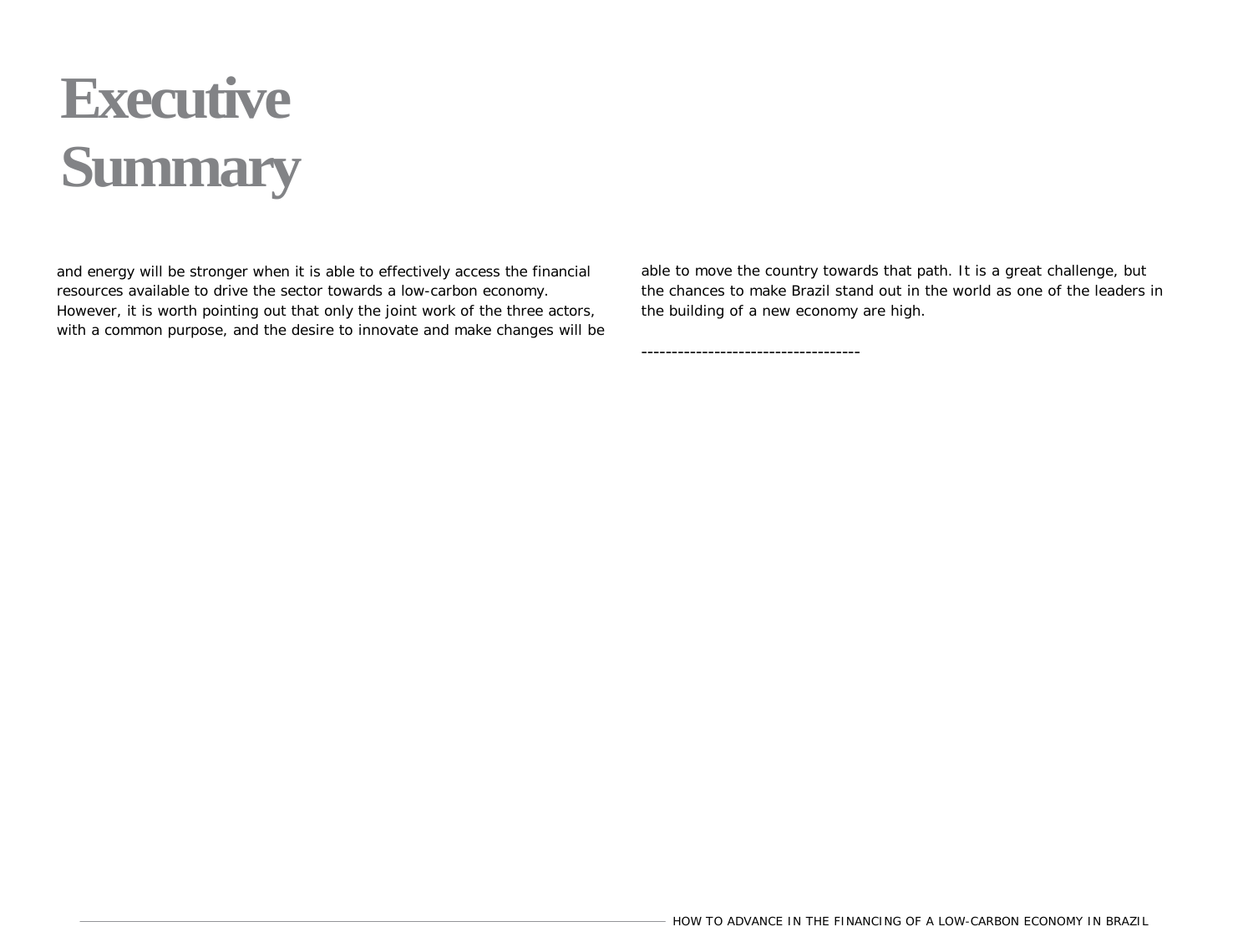# Executive Summary

and energy will be stronger when it is able to effectively access the financial resources available to drive the sector towards a low-carbon economy. However, it is worth pointing out that only the joint work of the three actors, with a common purpose, and the desire to innovate and make changes will be able to move the country towards that path. It is a great challenge, but the chances to make Brazil stand out in the world as one of the leaders in the building of a new economy are high.

-----------------------------------